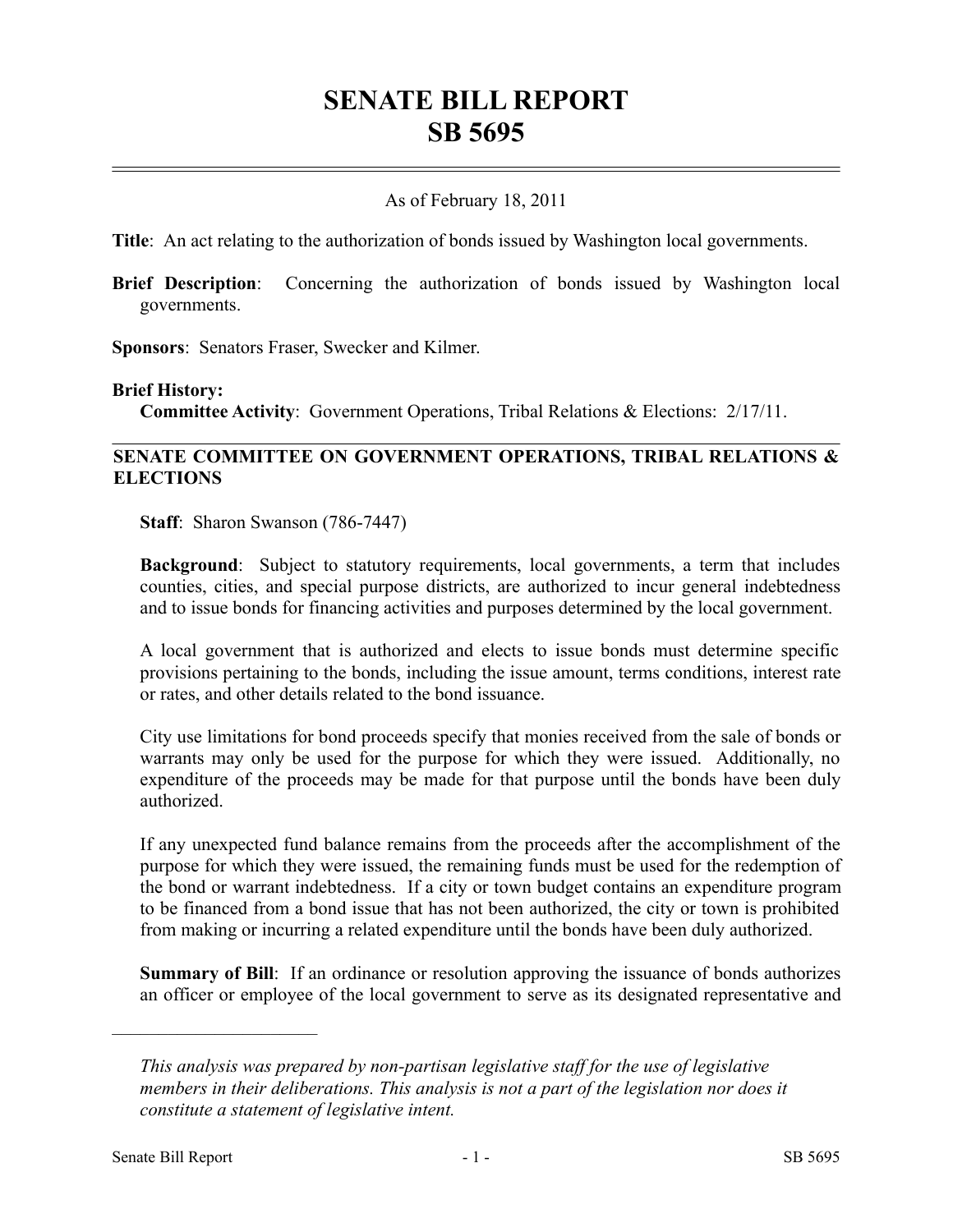# SENATE BILL REPORT
# SB 5695

As of February 18, 2011

**Title**: An act relating to the authorization of bonds issued by Washington local governments.

**Brief Description**: Concerning the authorization of bonds issued by Washington local governments.

**Sponsors**: Senators Fraser, Swecker and Kilmer.

**Brief History:**

**Committee Activity**: Government Operations, Tribal Relations & Elections: 2/17/11.

## SENATE COMMITTEE ON GOVERNMENT OPERATIONS, TRIBAL RELATIONS & ELECTIONS

**Staff**: Sharon Swanson (786-7447)

**Background**: Subject to statutory requirements, local governments, a term that includes counties, cities, and special purpose districts, are authorized to incur general indebtedness and to issue bonds for financing activities and purposes determined by the local government.

A local government that is authorized and elects to issue bonds must determine specific provisions pertaining to the bonds, including the issue amount, terms conditions, interest rate or rates, and other details related to the bond issuance.

City use limitations for bond proceeds specify that monies received from the sale of bonds or warrants may only be used for the purpose for which they were issued. Additionally, no expenditure of the proceeds may be made for that purpose until the bonds have been duly authorized.

If any unexpected fund balance remains from the proceeds after the accomplishment of the purpose for which they were issued, the remaining funds must be used for the redemption of the bond or warrant indebtedness. If a city or town budget contains an expenditure program to be financed from a bond issue that has not been authorized, the city or town is prohibited from making or incurring a related expenditure until the bonds have been duly authorized.

**Summary of Bill**: If an ordinance or resolution approving the issuance of bonds authorizes an officer or employee of the local government to serve as its designated representative and

---

*This analysis was prepared by non-partisan legislative staff for the use of legislative members in their deliberations. This analysis is not a part of the legislation nor does it constitute a statement of legislative intent.*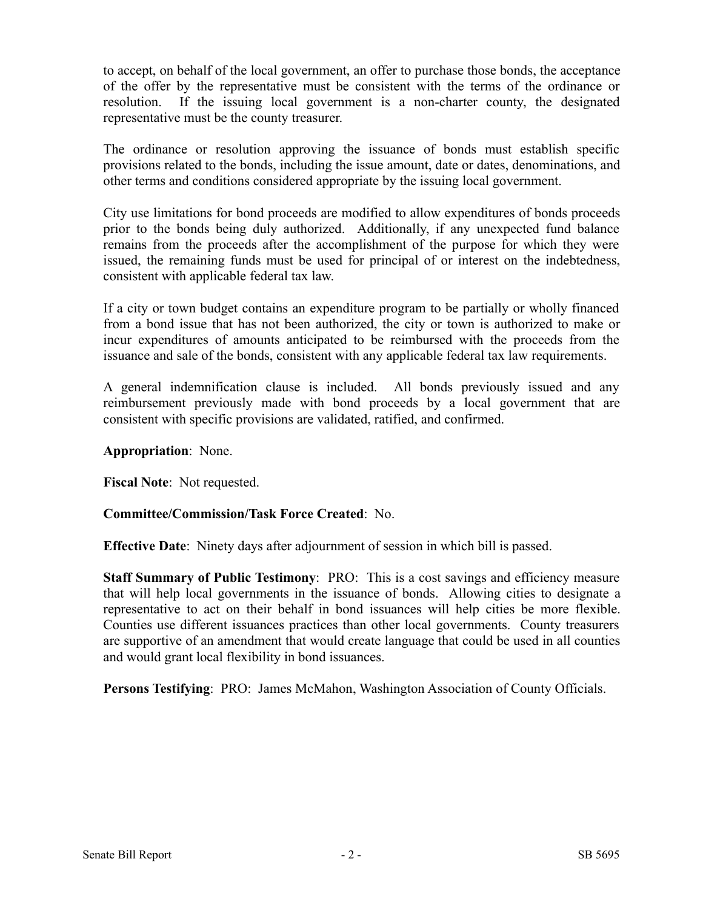to accept, on behalf of the local government, an offer to purchase those bonds, the acceptance of the offer by the representative must be consistent with the terms of the ordinance or resolution. If the issuing local government is a non-charter county, the designated representative must be the county treasurer.

The ordinance or resolution approving the issuance of bonds must establish specific provisions related to the bonds, including the issue amount, date or dates, denominations, and other terms and conditions considered appropriate by the issuing local government.

City use limitations for bond proceeds are modified to allow expenditures of bonds proceeds prior to the bonds being duly authorized. Additionally, if any unexpected fund balance remains from the proceeds after the accomplishment of the purpose for which they were issued, the remaining funds must be used for principal of or interest on the indebtedness, consistent with applicable federal tax law.

If a city or town budget contains an expenditure program to be partially or wholly financed from a bond issue that has not been authorized, the city or town is authorized to make or incur expenditures of amounts anticipated to be reimbursed with the proceeds from the issuance and sale of the bonds, consistent with any applicable federal tax law requirements.

A general indemnification clause is included. All bonds previously issued and any reimbursement previously made with bond proceeds by a local government that are consistent with specific provisions are validated, ratified, and confirmed.

**Appropriation**: None.

**Fiscal Note**: Not requested.

**Committee/Commission/Task Force Created**: No.

**Effective Date**: Ninety days after adjournment of session in which bill is passed.

**Staff Summary of Public Testimony**: PRO: This is a cost savings and efficiency measure that will help local governments in the issuance of bonds. Allowing cities to designate a representative to act on their behalf in bond issuances will help cities be more flexible. Counties use different issuances practices than other local governments. County treasurers are supportive of an amendment that would create language that could be used in all counties and would grant local flexibility in bond issuances.

**Persons Testifying**: PRO: James McMahon, Washington Association of County Officials.